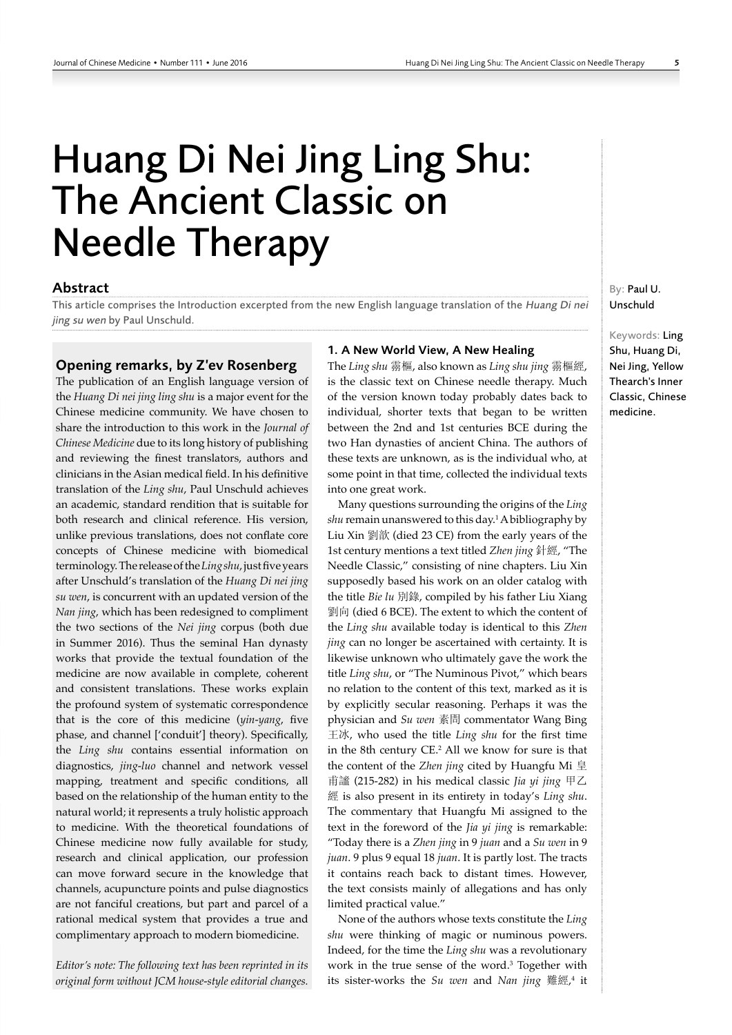# Huang Di Nei Jing Ling Shu: The Ancient Classic on Needle Therapy

By: Paul U. Unschuld

Keywords: Ling Shu, Huang Di, Nei Jing, Yellow Thearch's Inner Classic, Chinese medicine.

## Abstract

This article comprises the Introduction excerpted from the new English language translation of the *Huang Di nei jing su wen* by Paul Unschuld.

### Opening remarks, by Z'ev Rosenberg

The publication of an English language version of the *Huang Di nei jing ling shu* is a major event for the Chinese medicine community. We have chosen to share the introduction to this work in the *Journal of Chinese Medicine* due to its long history of publishing and reviewing the finest translators, authors and clinicians in the Asian medical field. In his definitive translation of the *Ling shu*, Paul Unschuld achieves an academic, standard rendition that is suitable for both research and clinical reference. His version, unlike previous translations, does not conflate core concepts of Chinese medicine with biomedical terminology. The release of the *Ling shu*, just five years after Unschuld's translation of the *Huang Di nei jing su wen*, is concurrent with an updated version of the *Nan jing*, which has been redesigned to compliment the two sections of the *Nei jing* corpus (both due in Summer 2016). Thus the seminal Han dynasty works that provide the textual foundation of the medicine are now available in complete, coherent and consistent translations. These works explain the profound system of systematic correspondence that is the core of this medicine (*yin-yang*, five phase, and channel ['conduit'] theory). Specifically, the *Ling shu* contains essential information on diagnostics, *jing-luo* channel and network vessel mapping, treatment and specific conditions, all based on the relationship of the human entity to the natural world; it represents a truly holistic approach to medicine. With the theoretical foundations of Chinese medicine now fully available for study, research and clinical application, our profession can move forward secure in the knowledge that channels, acupuncture points and pulse diagnostics are not fanciful creations, but part and parcel of a rational medical system that provides a true and complimentary approach to modern biomedicine.

*Editor's note: The following text has been reprinted in its original form without JCM house-style editorial changes.*

### 1. A New World View, A New Healing

The *Ling shu* 霛樞, also known as *Ling shu jing* 霛樞經, is the classic text on Chinese needle therapy. Much of the version known today probably dates back to individual, shorter texts that began to be written between the 2nd and 1st centuries BCE during the two Han dynasties of ancient China. The authors of these texts are unknown, as is the individual who, at some point in that time, collected the individual texts into one great work.

Many questions surrounding the origins of the *Ling shu* remain unanswered to this day.[1] A bibliography by Liu Xin 劉歆 (died 23 CE) from the early years of the 1st century mentions a text titled *Zhen jing* 針經, "The Needle Classic," consisting of nine chapters. Liu Xin supposedly based his work on an older catalog with the title *Bie lu* 別錄, compiled by his father Liu Xiang 劉向 (died 6 BCE). The extent to which the content of the *Ling shu* available today is identical to this *Zhen jing* can no longer be ascertained with certainty. It is likewise unknown who ultimately gave the work the title *Ling shu*, or "The Numinous Pivot," which bears no relation to the content of this text, marked as it is by explicitly secular reasoning. Perhaps it was the physician and *Su wen* 素問 commentator Wang Bing 王冰, who used the title *Ling shu* for the first time in the 8th century CE.[2] All we know for sure is that the content of the *Zhen jing* cited by Huangfu Mi 皇甫謐 (215-282) in his medical classic *Jia yi jing* 甲乙經 is also present in its entirety in today's *Ling shu*. The commentary that Huangfu Mi assigned to the text in the foreword of the *Jia yi jing* is remarkable: "Today there is a *Zhen jing* in 9 *juan* and a *Su wen* in 9 *juan*. 9 plus 9 equal 18 *juan*. It is partly lost. The tracts it contains reach back to distant times. However, the text consists mainly of allegations and has only limited practical value."

None of the authors whose texts constitute the *Ling shu* were thinking of magic or numinous powers. Indeed, for the time the *Ling shu* was a revolutionary work in the true sense of the word.[3] Together with its sister-works the *Su wen* and *Nan jing* 難經,[4] it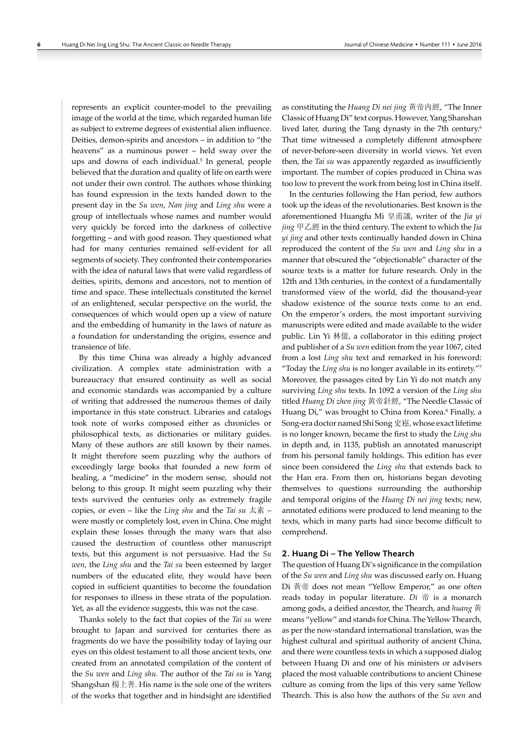represents an explicit counter-model to the prevailing image of the world at the time, which regarded human life as subject to extreme degrees of existential alien influence. Deities, demon-spirits and ancestors – in addition to "the heavens" as a numinous power – held sway over the ups and downs of each individual.[5] In general, people believed that the duration and quality of life on earth were not under their own control. The authors whose thinking has found expression in the texts handed down to the present day in the *Su wen*, *Nan jing* and *Ling shu* were a group of intellectuals whose names and number would very quickly be forced into the darkness of collective forgetting – and with good reason. They questioned what had for many centuries remained self-evident for all segments of society. They confronted their contemporaries with the idea of natural laws that were valid regardless of deities, spirits, demons and ancestors, not to mention of time and space. These intellectuals constituted the kernel of an enlightened, secular perspective on the world, the consequences of which would open up a view of nature and the embedding of humanity in the laws of nature as a foundation for understanding the origins, essence and transience of life.

By this time China was already a highly advanced civilization. A complex state administration with a bureaucracy that ensured continuity as well as social and economic standards was accompanied by a culture of writing that addressed the numerous themes of daily importance in this state construct. Libraries and catalogs took note of works composed either as chronicles or philosophical texts, as dictionaries or military guides. Many of these authors are still known by their names. It might therefore seem puzzling why the authors of exceedingly large books that founded a new form of healing, a "medicine" in the modern sense, should not belong to this group. It might seem puzzling why their texts survived the centuries only as extremely fragile copies, or even – like the *Ling shu* and the *Tai su* 太素 – were mostly or completely lost, even in China. One might explain these losses through the many wars that also caused the destruction of countless other manuscript texts, but this argument is not persuasive. Had the *Su wen*, the *Ling shu* and the *Tai su* been esteemed by larger numbers of the educated elite, they would have been copied in sufficient quantities to become the foundation for responses to illness in these strata of the population. Yet, as all the evidence suggests, this was not the case.

Thanks solely to the fact that copies of the *Tai su* were brought to Japan and survived for centuries there as fragments do we have the possibility today of laying our eyes on this oldest testament to all those ancient texts, one created from an annotated compilation of the content of the *Su wen* and *Ling shu*. The author of the *Tai su* is Yang Shangshan 楊上善. His name is the sole one of the writers of the works that together and in hindsight are identified as constituting the *Huang Di nei jing* 黃帝內經, "The Inner Classic of Huang Di" text corpus. However, Yang Shanshan lived later, during the Tang dynasty in the 7th century.[6] That time witnessed a completely different atmosphere of never-before-seen diversity in world views. Yet even then, the *Tai su* was apparently regarded as insufficiently important. The number of copies produced in China was too low to prevent the work from being lost in China itself.

In the centuries following the Han period, few authors took up the ideas of the revolutionaries. Best known is the aforementioned Huangfu Mi 皇甫謐, writer of the *Jia yi jing* 甲乙經 in the third century. The extent to which the *Jia yi jing* and other texts continually handed down in China reproduced the content of the *Su wen* and *Ling shu* in a manner that obscured the "objectionable" character of the source texts is a matter for future research. Only in the 12th and 13th centuries, in the context of a fundamentally transformed view of the world, did the thousand-year shadow existence of the source texts come to an end. On the emperor's orders, the most important surviving manuscripts were edited and made available to the wider public. Lin Yi 林億, a collaborator in this editing project and publisher of a *Su wen* edition from the year 1067, cited from a lost *Ling shu* text and remarked in his foreword: "Today the *Ling shu* is no longer available in its entirety."[7] Moreover, the passages cited by Lin Yi do not match any surviving *Ling shu* texts. In 1092 a version of the *Ling shu* titled *Huang Di zhen jing* 黃帝針經, "The Needle Classic of Huang Di," was brought to China from Korea.[8] Finally, a Song-era doctor named Shi Song 史崧, whose exact lifetime is no longer known, became the first to study the *Ling shu* in depth and, in 1135, publish an annotated manuscript from his personal family holdings. This edition has ever since been considered the *Ling shu* that extends back to the Han era. From then on, historians began devoting themselves to questions surrounding the authorship and temporal origins of the *Huang Di nei jing* texts; new, annotated editions were produced to lend meaning to the texts, which in many parts had since become difficult to comprehend.

## 2. Huang Di – The Yellow Thearch

The question of Huang Di's significance in the compilation of the *Su wen* and *Ling shu* was discussed early on. Huang Di 黃帝 does not mean "Yellow Emperor," as one often reads today in popular literature. *Di* 帝 is a monarch among gods, a deified ancestor, the Thearch, and *huang* 黃 means "yellow" and stands for China. The Yellow Thearch, as per the now-standard international translation, was the highest cultural and spiritual authority of ancient China, and there were countless texts in which a supposed dialog between Huang Di and one of his ministers or advisers placed the most valuable contributions to ancient Chinese culture as coming from the lips of this very same Yellow Thearch. This is also how the authors of the *Su wen* and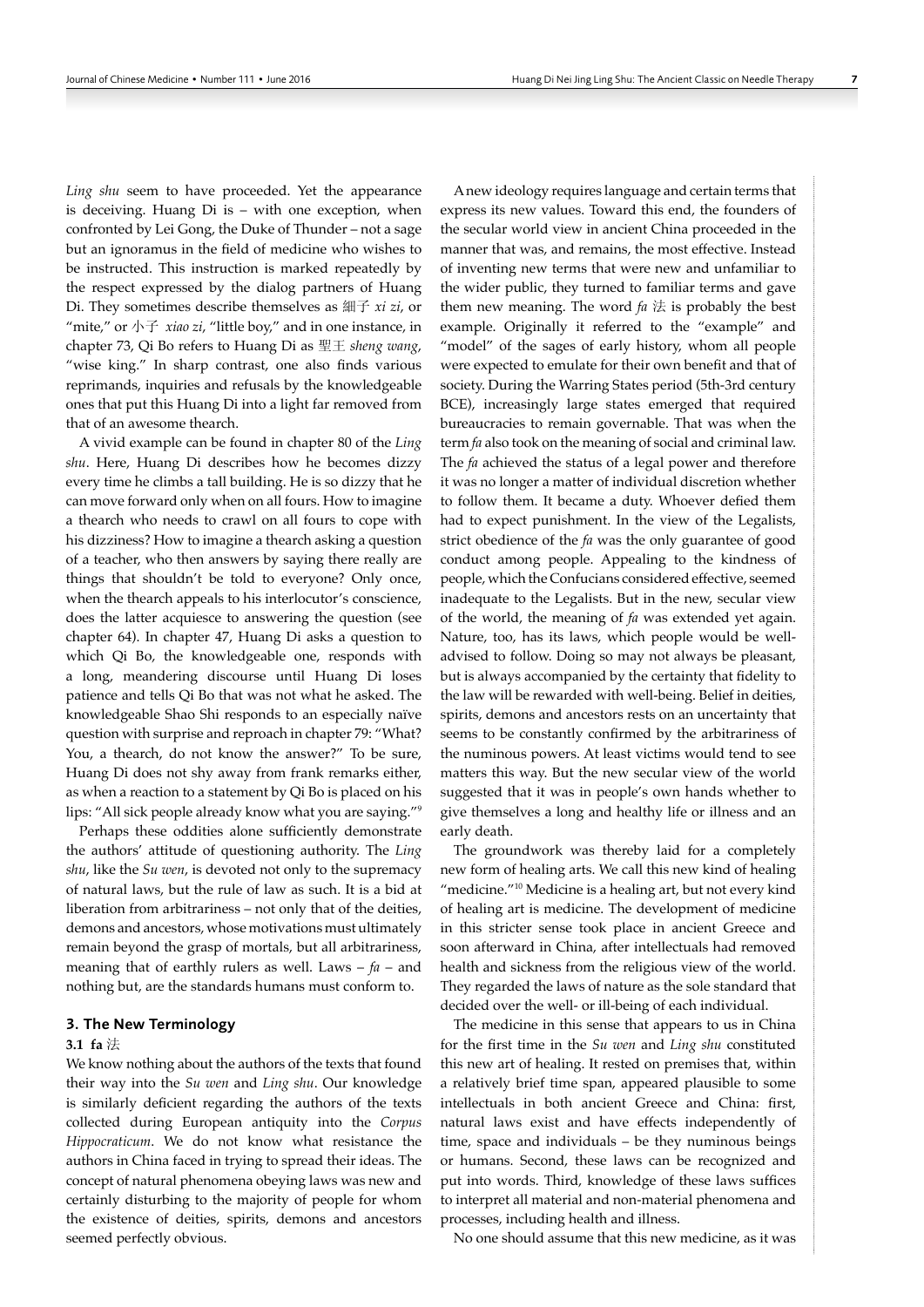*Ling shu* seem to have proceeded. Yet the appearance is deceiving. Huang Di is – with one exception, when confronted by Lei Gong, the Duke of Thunder – not a sage but an ignoramus in the field of medicine who wishes to be instructed. This instruction is marked repeatedly by the respect expressed by the dialog partners of Huang Di. They sometimes describe themselves as 細子 *xi zi*, or "mite," or 小子 *xiao zi*, "little boy," and in one instance, in chapter 73, Qi Bo refers to Huang Di as 聖王 *sheng wang*, "wise king." In sharp contrast, one also finds various reprimands, inquiries and refusals by the knowledgeable ones that put this Huang Di into a light far removed from that of an awesome thearch.

A vivid example can be found in chapter 80 of the *Ling shu*. Here, Huang Di describes how he becomes dizzy every time he climbs a tall building. He is so dizzy that he can move forward only when on all fours. How to imagine a thearch who needs to crawl on all fours to cope with his dizziness? How to imagine a thearch asking a question of a teacher, who then answers by saying there really are things that shouldn't be told to everyone? Only once, when the thearch appeals to his interlocutor's conscience, does the latter acquiesce to answering the question (see chapter 64). In chapter 47, Huang Di asks a question to which Qi Bo, the knowledgeable one, responds with a long, meandering discourse until Huang Di loses patience and tells Qi Bo that was not what he asked. The knowledgeable Shao Shi responds to an especially naïve question with surprise and reproach in chapter 79: "What? You, a thearch, do not know the answer?" To be sure, Huang Di does not shy away from frank remarks either, as when a reaction to a statement by Qi Bo is placed on his lips: "All sick people already know what you are saying."[9]

Perhaps these oddities alone sufficiently demonstrate the authors' attitude of questioning authority. The *Ling shu*, like the *Su wen*, is devoted not only to the supremacy of natural laws, but the rule of law as such. It is a bid at liberation from arbitrariness – not only that of the deities, demons and ancestors, whose motivations must ultimately remain beyond the grasp of mortals, but all arbitrariness, meaning that of earthly rulers as well. Laws – *fa* – and nothing but, are the standards humans must conform to.

## 3. The New Terminology

### 3.1 fa 法

We know nothing about the authors of the texts that found their way into the *Su wen* and *Ling shu*. Our knowledge is similarly deficient regarding the authors of the texts collected during European antiquity into the *Corpus Hippocraticum*. We do not know what resistance the authors in China faced in trying to spread their ideas. The concept of natural phenomena obeying laws was new and certainly disturbing to the majority of people for whom the existence of deities, spirits, demons and ancestors seemed perfectly obvious.

A new ideology requires language and certain terms that express its new values. Toward this end, the founders of the secular world view in ancient China proceeded in the manner that was, and remains, the most effective. Instead of inventing new terms that were new and unfamiliar to the wider public, they turned to familiar terms and gave them new meaning. The word *fa* 法 is probably the best example. Originally it referred to the "example" and "model" of the sages of early history, whom all people were expected to emulate for their own benefit and that of society. During the Warring States period (5th-3rd century BCE), increasingly large states emerged that required bureaucracies to remain governable. That was when the term *fa* also took on the meaning of social and criminal law. The *fa* achieved the status of a legal power and therefore it was no longer a matter of individual discretion whether to follow them. It became a duty. Whoever defied them had to expect punishment. In the view of the Legalists, strict obedience of the *fa* was the only guarantee of good conduct among people. Appealing to the kindness of people, which the Confucians considered effective, seemed inadequate to the Legalists. But in the new, secular view of the world, the meaning of *fa* was extended yet again. Nature, too, has its laws, which people would be well-advised to follow. Doing so may not always be pleasant, but is always accompanied by the certainty that fidelity to the law will be rewarded with well-being. Belief in deities, spirits, demons and ancestors rests on an uncertainty that seems to be constantly confirmed by the arbitrariness of the numinous powers. At least victims would tend to see matters this way. But the new secular view of the world suggested that it was in people's own hands whether to give themselves a long and healthy life or illness and an early death.

The groundwork was thereby laid for a completely new form of healing arts. We call this new kind of healing "medicine."[10] Medicine is a healing art, but not every kind of healing art is medicine. The development of medicine in this stricter sense took place in ancient Greece and soon afterward in China, after intellectuals had removed health and sickness from the religious view of the world. They regarded the laws of nature as the sole standard that decided over the well- or ill-being of each individual.

The medicine in this sense that appears to us in China for the first time in the *Su wen* and *Ling shu* constituted this new art of healing. It rested on premises that, within a relatively brief time span, appeared plausible to some intellectuals in both ancient Greece and China: first, natural laws exist and have effects independently of time, space and individuals – be they numinous beings or humans. Second, these laws can be recognized and put into words. Third, knowledge of these laws suffices to interpret all material and non-material phenomena and processes, including health and illness.

No one should assume that this new medicine, as it was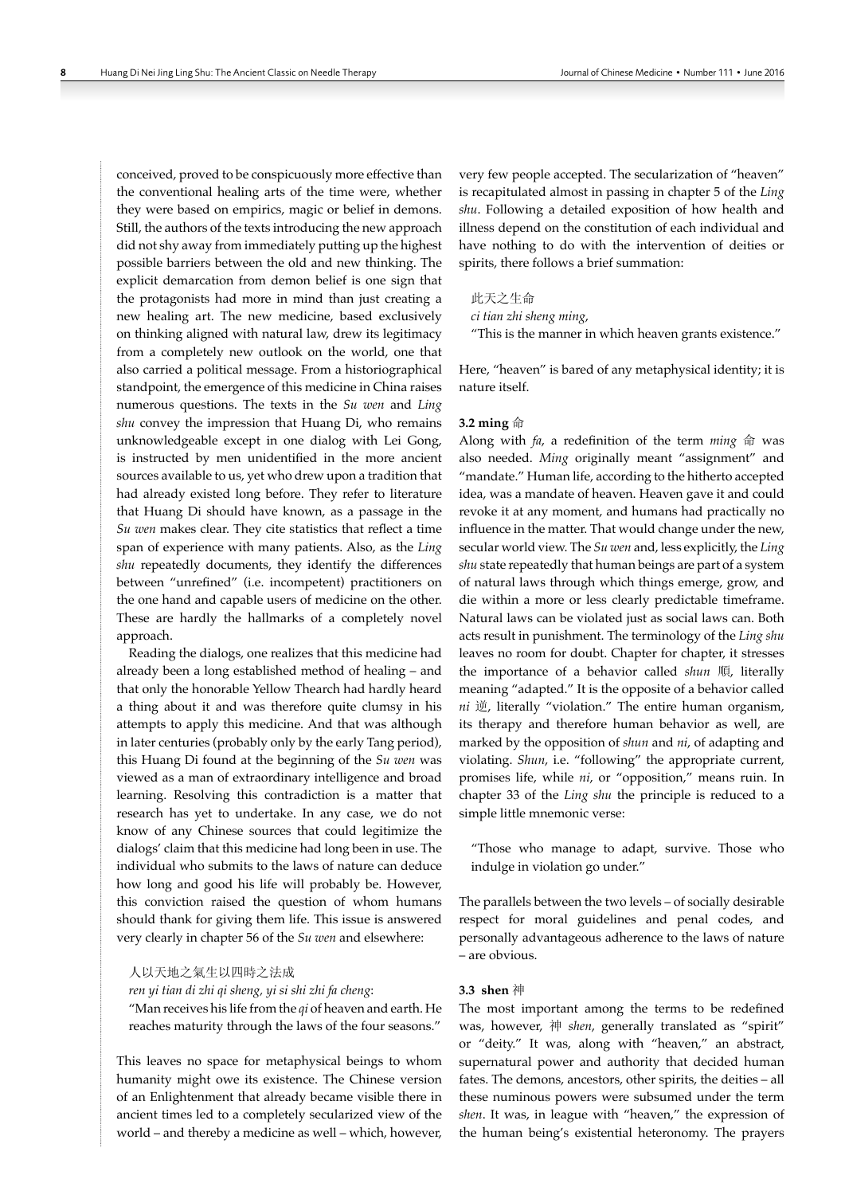conceived, proved to be conspicuously more effective than the conventional healing arts of the time were, whether they were based on empirics, magic or belief in demons. Still, the authors of the texts introducing the new approach did not shy away from immediately putting up the highest possible barriers between the old and new thinking. The explicit demarcation from demon belief is one sign that the protagonists had more in mind than just creating a new healing art. The new medicine, based exclusively on thinking aligned with natural law, drew its legitimacy from a completely new outlook on the world, one that also carried a political message. From a historiographical standpoint, the emergence of this medicine in China raises numerous questions. The texts in the *Su wen* and *Ling shu* convey the impression that Huang Di, who remains unknowledgeable except in one dialog with Lei Gong, is instructed by men unidentified in the more ancient sources available to us, yet who drew upon a tradition that had already existed long before. They refer to literature that Huang Di should have known, as a passage in the *Su wen* makes clear. They cite statistics that reflect a time span of experience with many patients. Also, as the *Ling shu* repeatedly documents, they identify the differences between "unrefined" (i.e. incompetent) practitioners on the one hand and capable users of medicine on the other. These are hardly the hallmarks of a completely novel approach.

Reading the dialogs, one realizes that this medicine had already been a long established method of healing – and that only the honorable Yellow Thearch had hardly heard a thing about it and was therefore quite clumsy in his attempts to apply this medicine. And that was although in later centuries (probably only by the early Tang period), this Huang Di found at the beginning of the *Su wen* was viewed as a man of extraordinary intelligence and broad learning. Resolving this contradiction is a matter that research has yet to undertake. In any case, we do not know of any Chinese sources that could legitimize the dialogs' claim that this medicine had long been in use. The individual who submits to the laws of nature can deduce how long and good his life will probably be. However, this conviction raised the question of whom humans should thank for giving them life. This issue is answered very clearly in chapter 56 of the *Su wen* and elsewhere:

> 人以天地之氣生以四時之法成
>
> *ren yi tian di zhi qi sheng, yi si shi zhi fa cheng*:
>
> "Man receives his life from the *qi* of heaven and earth. He reaches maturity through the laws of the four seasons."

This leaves no space for metaphysical beings to whom humanity might owe its existence. The Chinese version of an Enlightenment that already became visible there in ancient times led to a completely secularized view of the world – and thereby a medicine as well – which, however, very few people accepted. The secularization of "heaven" is recapitulated almost in passing in chapter 5 of the *Ling shu*. Following a detailed exposition of how health and illness depend on the constitution of each individual and have nothing to do with the intervention of deities or spirits, there follows a brief summation:

> 此天之生命
>
> *ci tian zhi sheng ming*,
>
> "This is the manner in which heaven grants existence."

Here, "heaven" is bared of any metaphysical identity; it is nature itself.

### 3.2 ming 命

Along with *fa*, a redefinition of the term *ming* 命 was also needed. *Ming* originally meant "assignment" and "mandate." Human life, according to the hitherto accepted idea, was a mandate of heaven. Heaven gave it and could revoke it at any moment, and humans had practically no influence in the matter. That would change under the new, secular world view. The *Su wen* and, less explicitly, the *Ling shu* state repeatedly that human beings are part of a system of natural laws through which things emerge, grow, and die within a more or less clearly predictable timeframe. Natural laws can be violated just as social laws can. Both acts result in punishment. The terminology of the *Ling shu* leaves no room for doubt. Chapter for chapter, it stresses the importance of a behavior called *shun* 順, literally meaning "adapted." It is the opposite of a behavior called *ni* 逆, literally "violation." The entire human organism, its therapy and therefore human behavior as well, are marked by the opposition of *shun* and *ni*, of adapting and violating. *Shun*, i.e. "following" the appropriate current, promises life, while *ni*, or "opposition," means ruin. In chapter 33 of the *Ling shu* the principle is reduced to a simple little mnemonic verse:

> "Those who manage to adapt, survive. Those who indulge in violation go under."

The parallels between the two levels – of socially desirable respect for moral guidelines and penal codes, and personally advantageous adherence to the laws of nature – are obvious.

### 3.3 shen 神

The most important among the terms to be redefined was, however, 神 *shen*, generally translated as "spirit" or "deity." It was, along with "heaven," an abstract, supernatural power and authority that decided human fates. The demons, ancestors, other spirits, the deities – all these numinous powers were subsumed under the term *shen*. It was, in league with "heaven," the expression of the human being's existential heteronomy. The prayers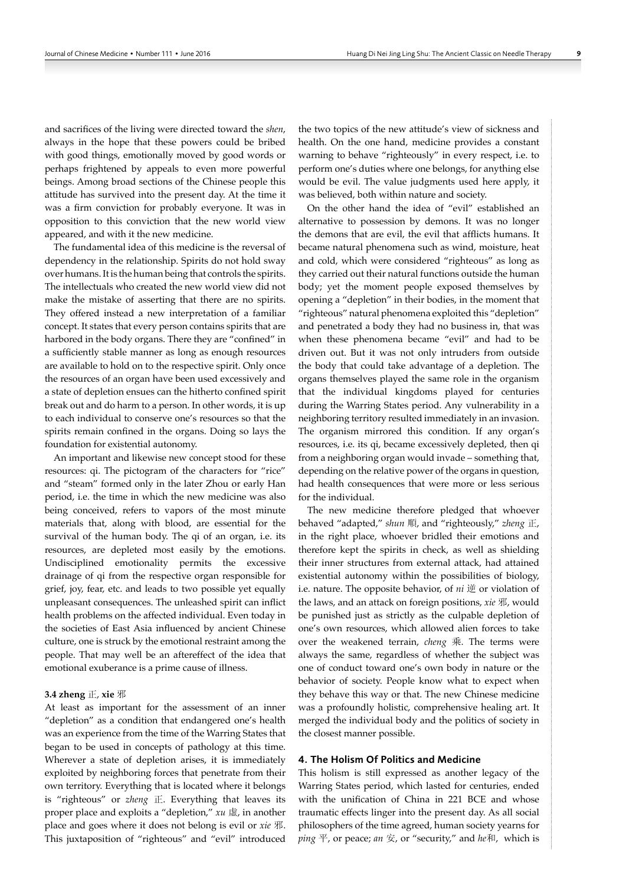and sacrifices of the living were directed toward the *shen*, always in the hope that these powers could be bribed with good things, emotionally moved by good words or perhaps frightened by appeals to even more powerful beings. Among broad sections of the Chinese people this attitude has survived into the present day. At the time it was a firm conviction for probably everyone. It was in opposition to this conviction that the new world view appeared, and with it the new medicine.

The fundamental idea of this medicine is the reversal of dependency in the relationship. Spirits do not hold sway over humans. It is the human being that controls the spirits. The intellectuals who created the new world view did not make the mistake of asserting that there are no spirits. They offered instead a new interpretation of a familiar concept. It states that every person contains spirits that are harbored in the body organs. There they are "confined" in a sufficiently stable manner as long as enough resources are available to hold on to the respective spirit. Only once the resources of an organ have been used excessively and a state of depletion ensues can the hitherto confined spirit break out and do harm to a person. In other words, it is up to each individual to conserve one's resources so that the spirits remain confined in the organs. Doing so lays the foundation for existential autonomy.

An important and likewise new concept stood for these resources: qi. The pictogram of the characters for "rice" and "steam" formed only in the later Zhou or early Han period, i.e. the time in which the new medicine was also being conceived, refers to vapors of the most minute materials that, along with blood, are essential for the survival of the human body. The qi of an organ, i.e. its resources, are depleted most easily by the emotions. Undisciplined emotionality permits the excessive drainage of qi from the respective organ responsible for grief, joy, fear, etc. and leads to two possible yet equally unpleasant consequences. The unleashed spirit can inflict health problems on the affected individual. Even today in the societies of East Asia influenced by ancient Chinese culture, one is struck by the emotional restraint among the people. That may well be an aftereffect of the idea that emotional exuberance is a prime cause of illness.

### 3.4 zheng 正, xie 邪

At least as important for the assessment of an inner "depletion" as a condition that endangered one's health was an experience from the time of the Warring States that began to be used in concepts of pathology at this time. Wherever a state of depletion arises, it is immediately exploited by neighboring forces that penetrate from their own territory. Everything that is located where it belongs is "righteous" or *zheng* 正. Everything that leaves its proper place and exploits a "depletion," *xu* 虛, in another place and goes where it does not belong is evil or *xie* 邪. This juxtaposition of "righteous" and "evil" introduced the two topics of the new attitude's view of sickness and health. On the one hand, medicine provides a constant warning to behave "righteously" in every respect, i.e. to perform one's duties where one belongs, for anything else would be evil. The value judgments used here apply, it was believed, both within nature and society.

On the other hand the idea of "evil" established an alternative to possession by demons. It was no longer the demons that are evil, the evil that afflicts humans. It became natural phenomena such as wind, moisture, heat and cold, which were considered "righteous" as long as they carried out their natural functions outside the human body; yet the moment people exposed themselves by opening a "depletion" in their bodies, in the moment that "righteous" natural phenomena exploited this "depletion" and penetrated a body they had no business in, that was when these phenomena became "evil" and had to be driven out. But it was not only intruders from outside the body that could take advantage of a depletion. The organs themselves played the same role in the organism that the individual kingdoms played for centuries during the Warring States period. Any vulnerability in a neighboring territory resulted immediately in an invasion. The organism mirrored this condition. If any organ's resources, i.e. its qi, became excessively depleted, then qi from a neighboring organ would invade – something that, depending on the relative power of the organs in question, had health consequences that were more or less serious for the individual.

The new medicine therefore pledged that whoever behaved "adapted," *shun* 順, and "righteously," *zheng* 正, in the right place, whoever bridled their emotions and therefore kept the spirits in check, as well as shielding their inner structures from external attack, had attained existential autonomy within the possibilities of biology, i.e. nature. The opposite behavior, of *ni* 逆 or violation of the laws, and an attack on foreign positions, *xie* 邪, would be punished just as strictly as the culpable depletion of one's own resources, which allowed alien forces to take over the weakened terrain, *cheng* 乘. The terms were always the same, regardless of whether the subject was one of conduct toward one's own body in nature or the behavior of society. People know what to expect when they behave this way or that. The new Chinese medicine was a profoundly holistic, comprehensive healing art. It merged the individual body and the politics of society in the closest manner possible.

## 4. The Holism Of Politics and Medicine

This holism is still expressed as another legacy of the Warring States period, which lasted for centuries, ended with the unification of China in 221 BCE and whose traumatic effects linger into the present day. As all social philosophers of the time agreed, human society yearns for *ping* 平, or peace; *an* 安, or "security," and *he*和, which is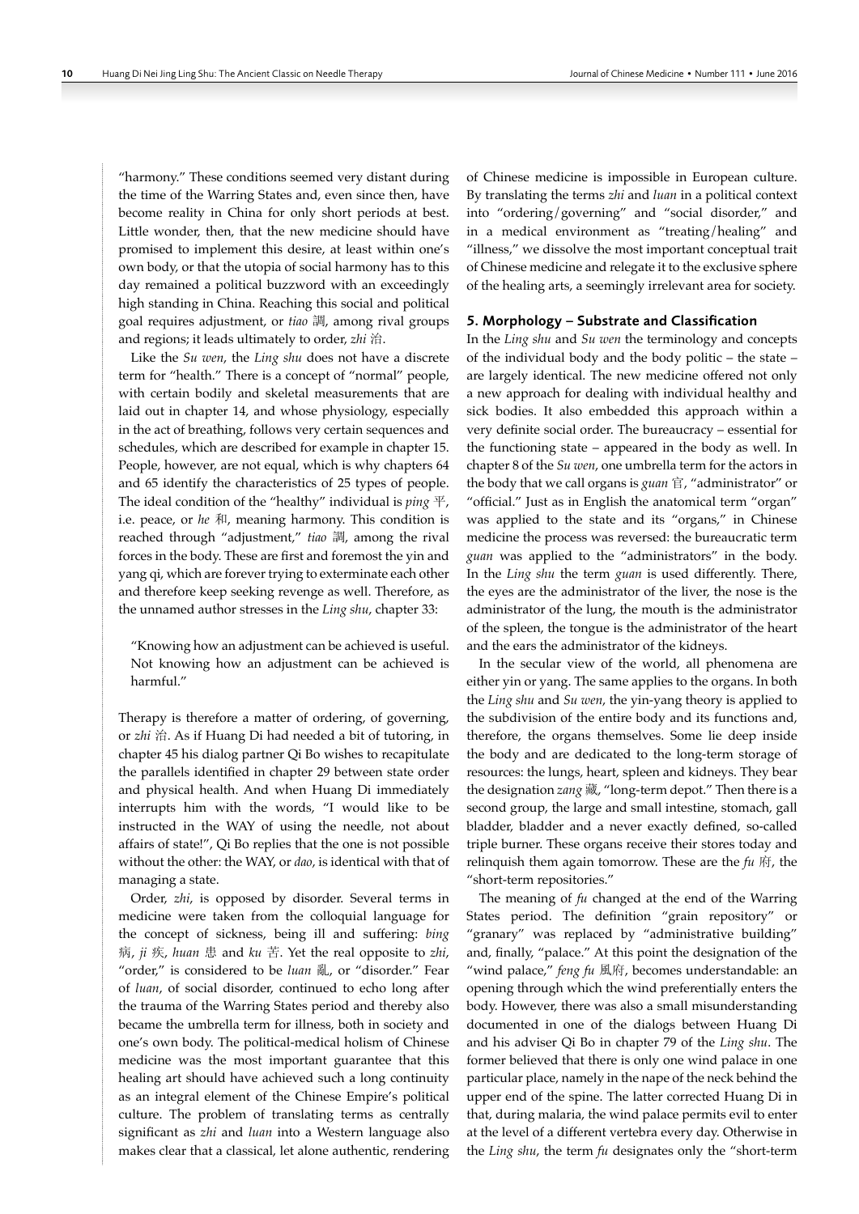"harmony." These conditions seemed very distant during the time of the Warring States and, even since then, have become reality in China for only short periods at best. Little wonder, then, that the new medicine should have promised to implement this desire, at least within one's own body, or that the utopia of social harmony has to this day remained a political buzzword with an exceedingly high standing in China. Reaching this social and political goal requires adjustment, or *tiao* 調, among rival groups and regions; it leads ultimately to order, *zhi* 治.

Like the *Su wen*, the *Ling shu* does not have a discrete term for "health." There is a concept of "normal" people, with certain bodily and skeletal measurements that are laid out in chapter 14, and whose physiology, especially in the act of breathing, follows very certain sequences and schedules, which are described for example in chapter 15. People, however, are not equal, which is why chapters 64 and 65 identify the characteristics of 25 types of people. The ideal condition of the "healthy" individual is *ping* 平, i.e. peace, or *he* 和, meaning harmony. This condition is reached through "adjustment," *tiao* 調, among the rival forces in the body. These are first and foremost the yin and yang qi, which are forever trying to exterminate each other and therefore keep seeking revenge as well. Therefore, as the unnamed author stresses in the *Ling shu*, chapter 33:

> "Knowing how an adjustment can be achieved is useful. Not knowing how an adjustment can be achieved is harmful."

Therapy is therefore a matter of ordering, of governing, or *zhi* 治. As if Huang Di had needed a bit of tutoring, in chapter 45 his dialog partner Qi Bo wishes to recapitulate the parallels identified in chapter 29 between state order and physical health. And when Huang Di immediately interrupts him with the words, "I would like to be instructed in the WAY of using the needle, not about affairs of state!", Qi Bo replies that the one is not possible without the other: the WAY, or *dao*, is identical with that of managing a state.

Order, *zhi*, is opposed by disorder. Several terms in medicine were taken from the colloquial language for the concept of sickness, being ill and suffering: *bing* 病, *ji* 疾, *huan* 患 and *ku* 苦. Yet the real opposite to *zhi*, "order," is considered to be *luan* 亂, or "disorder." Fear of *luan*, of social disorder, continued to echo long after the trauma of the Warring States period and thereby also became the umbrella term for illness, both in society and one's own body. The political-medical holism of Chinese medicine was the most important guarantee that this healing art should have achieved such a long continuity as an integral element of the Chinese Empire's political culture. The problem of translating terms as centrally significant as *zhi* and *luan* into a Western language also makes clear that a classical, let alone authentic, rendering of Chinese medicine is impossible in European culture. By translating the terms *zhi* and *luan* in a political context into "ordering/governing" and "social disorder," and in a medical environment as "treating/healing" and "illness," we dissolve the most important conceptual trait of Chinese medicine and relegate it to the exclusive sphere of the healing arts, a seemingly irrelevant area for society.

## 5. Morphology – Substrate and Classification

In the *Ling shu* and *Su wen* the terminology and concepts of the individual body and the body politic – the state – are largely identical. The new medicine offered not only a new approach for dealing with individual healthy and sick bodies. It also embedded this approach within a very definite social order. The bureaucracy – essential for the functioning state – appeared in the body as well. In chapter 8 of the *Su wen*, one umbrella term for the actors in the body that we call organs is *guan* 官, "administrator" or "official." Just as in English the anatomical term "organ" was applied to the state and its "organs," in Chinese medicine the process was reversed: the bureaucratic term *guan* was applied to the "administrators" in the body. In the *Ling shu* the term *guan* is used differently. There, the eyes are the administrator of the liver, the nose is the administrator of the lung, the mouth is the administrator of the spleen, the tongue is the administrator of the heart and the ears the administrator of the kidneys.

In the secular view of the world, all phenomena are either yin or yang. The same applies to the organs. In both the *Ling shu* and *Su wen*, the yin-yang theory is applied to the subdivision of the entire body and its functions and, therefore, the organs themselves. Some lie deep inside the body and are dedicated to the long-term storage of resources: the lungs, heart, spleen and kidneys. They bear the designation *zang* 藏, "long-term depot." Then there is a second group, the large and small intestine, stomach, gall bladder, bladder and a never exactly defined, so-called triple burner. These organs receive their stores today and relinquish them again tomorrow. These are the *fu* 府, the "short-term repositories."

The meaning of *fu* changed at the end of the Warring States period. The definition "grain repository" or "granary" was replaced by "administrative building" and, finally, "palace." At this point the designation of the "wind palace," *feng fu* 風府, becomes understandable: an opening through which the wind preferentially enters the body. However, there was also a small misunderstanding documented in one of the dialogs between Huang Di and his adviser Qi Bo in chapter 79 of the *Ling shu*. The former believed that there is only one wind palace in one particular place, namely in the nape of the neck behind the upper end of the spine. The latter corrected Huang Di in that, during malaria, the wind palace permits evil to enter at the level of a different vertebra every day. Otherwise in the *Ling shu*, the term *fu* designates only the "short-term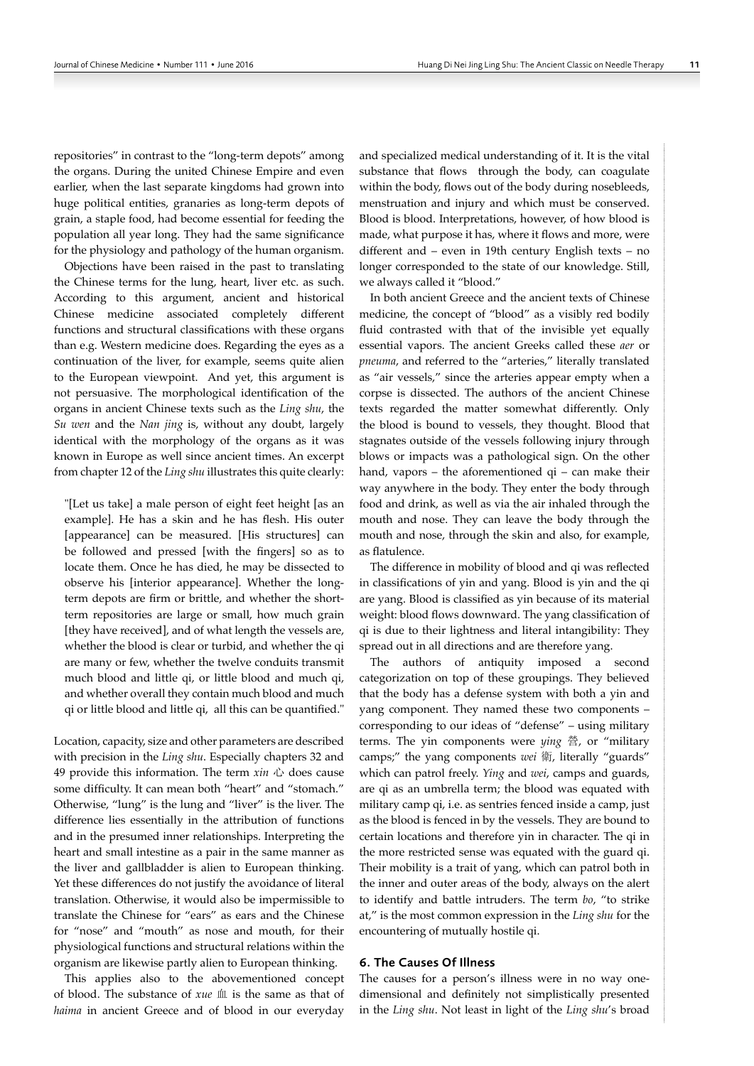repositories" in contrast to the "long-term depots" among the organs. During the united Chinese Empire and even earlier, when the last separate kingdoms had grown into huge political entities, granaries as long-term depots of grain, a staple food, had become essential for feeding the population all year long. They had the same significance for the physiology and pathology of the human organism.

Objections have been raised in the past to translating the Chinese terms for the lung, heart, liver etc. as such. According to this argument, ancient and historical Chinese medicine associated completely different functions and structural classifications with these organs than e.g. Western medicine does. Regarding the eyes as a continuation of the liver, for example, seems quite alien to the European viewpoint. And yet, this argument is not persuasive. The morphological identification of the organs in ancient Chinese texts such as the *Ling shu*, the *Su wen* and the *Nan jing* is, without any doubt, largely identical with the morphology of the organs as it was known in Europe as well since ancient times. An excerpt from chapter 12 of the *Ling shu* illustrates this quite clearly:

> "[Let us take] a male person of eight feet height [as an example]. He has a skin and he has flesh. His outer [appearance] can be measured. [His structures] can be followed and pressed [with the fingers] so as to locate them. Once he has died, he may be dissected to observe his [interior appearance]. Whether the long-term depots are firm or brittle, and whether the short-term repositories are large or small, how much grain [they have received], and of what length the vessels are, whether the blood is clear or turbid, and whether the qi are many or few, whether the twelve conduits transmit much blood and little qi, or little blood and much qi, and whether overall they contain much blood and much qi or little blood and little qi, all this can be quantified."

Location, capacity, size and other parameters are described with precision in the *Ling shu*. Especially chapters 32 and 49 provide this information. The term *xin* 心 does cause some difficulty. It can mean both "heart" and "stomach." Otherwise, "lung" is the lung and "liver" is the liver. The difference lies essentially in the attribution of functions and in the presumed inner relationships. Interpreting the heart and small intestine as a pair in the same manner as the liver and gallbladder is alien to European thinking. Yet these differences do not justify the avoidance of literal translation. Otherwise, it would also be impermissible to translate the Chinese for "ears" as ears and the Chinese for "nose" and "mouth" as nose and mouth, for their physiological functions and structural relations within the organism are likewise partly alien to European thinking.

This applies also to the abovementioned concept of blood. The substance of *xue* 血 is the same as that of *haima* in ancient Greece and of blood in our everyday and specialized medical understanding of it. It is the vital substance that flows through the body, can coagulate within the body, flows out of the body during nosebleeds, menstruation and injury and which must be conserved. Blood is blood. Interpretations, however, of how blood is made, what purpose it has, where it flows and more, were different and – even in 19th century English texts – no longer corresponded to the state of our knowledge. Still, we always called it "blood."

In both ancient Greece and the ancient texts of Chinese medicine, the concept of "blood" as a visibly red bodily fluid contrasted with that of the invisible yet equally essential vapors. The ancient Greeks called these *aer* or *pneuma*, and referred to the "arteries," literally translated as "air vessels," since the arteries appear empty when a corpse is dissected. The authors of the ancient Chinese texts regarded the matter somewhat differently. Only the blood is bound to vessels, they thought. Blood that stagnates outside of the vessels following injury through blows or impacts was a pathological sign. On the other hand, vapors – the aforementioned qi – can make their way anywhere in the body. They enter the body through food and drink, as well as via the air inhaled through the mouth and nose. They can leave the body through the mouth and nose, through the skin and also, for example, as flatulence.

The difference in mobility of blood and qi was reflected in classifications of yin and yang. Blood is yin and the qi are yang. Blood is classified as yin because of its material weight: blood flows downward. The yang classification of qi is due to their lightness and literal intangibility: They spread out in all directions and are therefore yang.

The authors of antiquity imposed a second categorization on top of these groupings. They believed that the body has a defense system with both a yin and yang component. They named these two components – corresponding to our ideas of "defense" – using military terms. The yin components were *ying* 營, or "military camps;" the yang components *wei* 衛, literally "guards" which can patrol freely. *Ying* and *wei*, camps and guards, are qi as an umbrella term; the blood was equated with military camp qi, i.e. as sentries fenced inside a camp, just as the blood is fenced in by the vessels. They are bound to certain locations and therefore yin in character. The qi in the more restricted sense was equated with the guard qi. Their mobility is a trait of yang, which can patrol both in the inner and outer areas of the body, always on the alert to identify and battle intruders. The term *bo*, "to strike at," is the most common expression in the *Ling shu* for the encountering of mutually hostile qi.

## 6. The Causes Of Illness

The causes for a person's illness were in no way one-dimensional and definitely not simplistically presented in the *Ling shu*. Not least in light of the *Ling shu*'s broad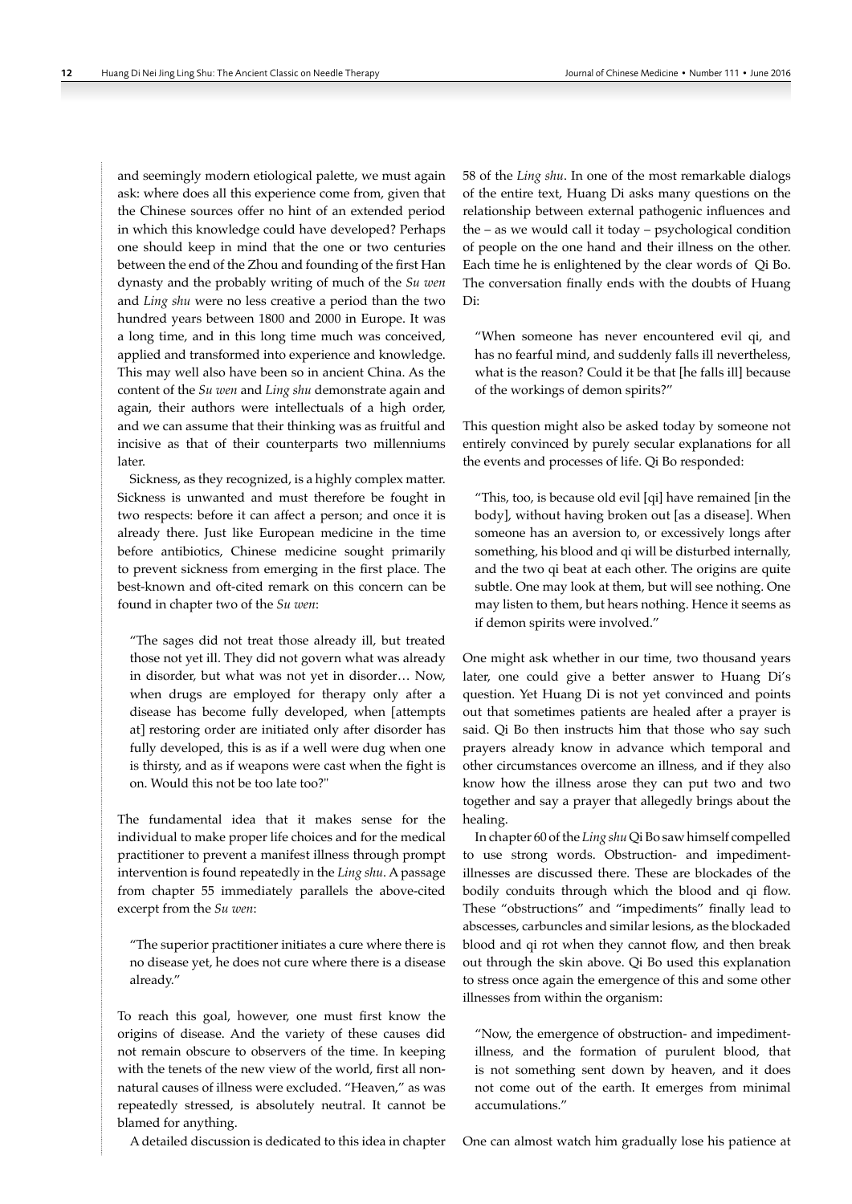and seemingly modern etiological palette, we must again ask: where does all this experience come from, given that the Chinese sources offer no hint of an extended period in which this knowledge could have developed? Perhaps one should keep in mind that the one or two centuries between the end of the Zhou and founding of the first Han dynasty and the probably writing of much of the *Su wen* and *Ling shu* were no less creative a period than the two hundred years between 1800 and 2000 in Europe. It was a long time, and in this long time much was conceived, applied and transformed into experience and knowledge. This may well also have been so in ancient China. As the content of the *Su wen* and *Ling shu* demonstrate again and again, their authors were intellectuals of a high order, and we can assume that their thinking was as fruitful and incisive as that of their counterparts two millenniums later.

Sickness, as they recognized, is a highly complex matter. Sickness is unwanted and must therefore be fought in two respects: before it can affect a person; and once it is already there. Just like European medicine in the time before antibiotics, Chinese medicine sought primarily to prevent sickness from emerging in the first place. The best-known and oft-cited remark on this concern can be found in chapter two of the *Su wen*:

> "The sages did not treat those already ill, but treated those not yet ill. They did not govern what was already in disorder, but what was not yet in disorder… Now, when drugs are employed for therapy only after a disease has become fully developed, when [attempts at] restoring order are initiated only after disorder has fully developed, this is as if a well were dug when one is thirsty, and as if weapons were cast when the fight is on. Would this not be too late too?"

The fundamental idea that it makes sense for the individual to make proper life choices and for the medical practitioner to prevent a manifest illness through prompt intervention is found repeatedly in the *Ling shu*. A passage from chapter 55 immediately parallels the above-cited excerpt from the *Su wen*:

> "The superior practitioner initiates a cure where there is no disease yet, he does not cure where there is a disease already."

To reach this goal, however, one must first know the origins of disease. And the variety of these causes did not remain obscure to observers of the time. In keeping with the tenets of the new view of the world, first all non-natural causes of illness were excluded. "Heaven," as was repeatedly stressed, is absolutely neutral. It cannot be blamed for anything.

A detailed discussion is dedicated to this idea in chapter 58 of the *Ling shu*. In one of the most remarkable dialogs of the entire text, Huang Di asks many questions on the relationship between external pathogenic influences and the – as we would call it today – psychological condition of people on the one hand and their illness on the other. Each time he is enlightened by the clear words of Qi Bo. The conversation finally ends with the doubts of Huang Di:

> "When someone has never encountered evil qi, and has no fearful mind, and suddenly falls ill nevertheless, what is the reason? Could it be that [he falls ill] because of the workings of demon spirits?"

This question might also be asked today by someone not entirely convinced by purely secular explanations for all the events and processes of life. Qi Bo responded:

> "This, too, is because old evil [qi] have remained [in the body], without having broken out [as a disease]. When someone has an aversion to, or excessively longs after something, his blood and qi will be disturbed internally, and the two qi beat at each other. The origins are quite subtle. One may look at them, but will see nothing. One may listen to them, but hears nothing. Hence it seems as if demon spirits were involved."

One might ask whether in our time, two thousand years later, one could give a better answer to Huang Di's question. Yet Huang Di is not yet convinced and points out that sometimes patients are healed after a prayer is said. Qi Bo then instructs him that those who say such prayers already know in advance which temporal and other circumstances overcome an illness, and if they also know how the illness arose they can put two and two together and say a prayer that allegedly brings about the healing.

In chapter 60 of the *Ling shu* Qi Bo saw himself compelled to use strong words. Obstruction- and impediment-illnesses are discussed there. These are blockades of the bodily conduits through which the blood and qi flow. These "obstructions" and "impediments" finally lead to abscesses, carbuncles and similar lesions, as the blockaded blood and qi rot when they cannot flow, and then break out through the skin above. Qi Bo used this explanation to stress once again the emergence of this and some other illnesses from within the organism:

> "Now, the emergence of obstruction- and impediment-illness, and the formation of purulent blood, that is not something sent down by heaven, and it does not come out of the earth. It emerges from minimal accumulations."

One can almost watch him gradually lose his patience at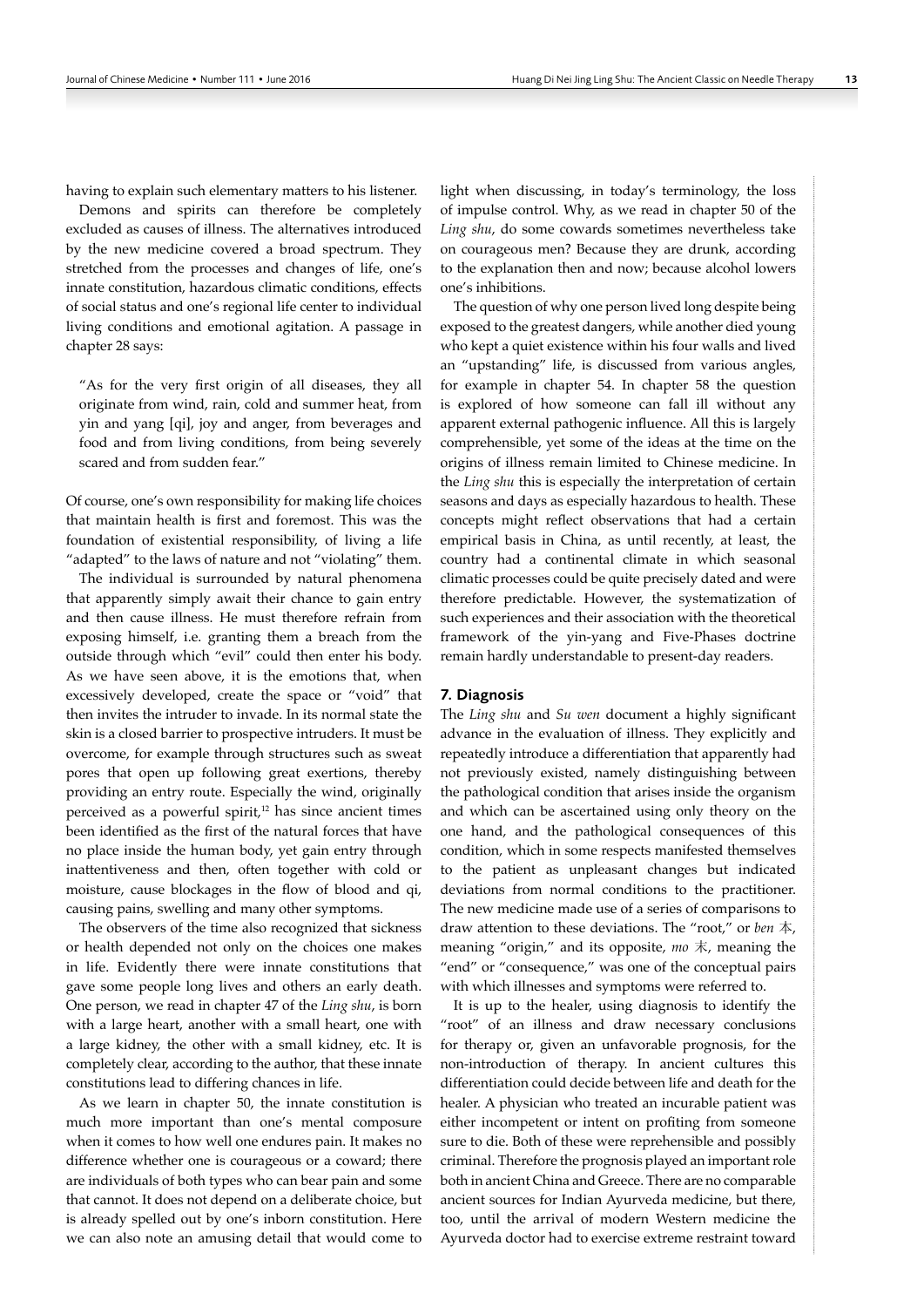having to explain such elementary matters to his listener.

Demons and spirits can therefore be completely excluded as causes of illness. The alternatives introduced by the new medicine covered a broad spectrum. They stretched from the processes and changes of life, one's innate constitution, hazardous climatic conditions, effects of social status and one's regional life center to individual living conditions and emotional agitation. A passage in chapter 28 says:

> "As for the very first origin of all diseases, they all originate from wind, rain, cold and summer heat, from yin and yang [qi], joy and anger, from beverages and food and from living conditions, from being severely scared and from sudden fear."

Of course, one's own responsibility for making life choices that maintain health is first and foremost. This was the foundation of existential responsibility, of living a life "adapted" to the laws of nature and not "violating" them.

The individual is surrounded by natural phenomena that apparently simply await their chance to gain entry and then cause illness. He must therefore refrain from exposing himself, i.e. granting them a breach from the outside through which "evil" could then enter his body. As we have seen above, it is the emotions that, when excessively developed, create the space or "void" that then invites the intruder to invade. In its normal state the skin is a closed barrier to prospective intruders. It must be overcome, for example through structures such as sweat pores that open up following great exertions, thereby providing an entry route. Especially the wind, originally perceived as a powerful spirit,[12] has since ancient times been identified as the first of the natural forces that have no place inside the human body, yet gain entry through inattentiveness and then, often together with cold or moisture, cause blockages in the flow of blood and qi, causing pains, swelling and many other symptoms.

The observers of the time also recognized that sickness or health depended not only on the choices one makes in life. Evidently there were innate constitutions that gave some people long lives and others an early death. One person, we read in chapter 47 of the *Ling shu*, is born with a large heart, another with a small heart, one with a large kidney, the other with a small kidney, etc. It is completely clear, according to the author, that these innate constitutions lead to differing chances in life.

As we learn in chapter 50, the innate constitution is much more important than one's mental composure when it comes to how well one endures pain. It makes no difference whether one is courageous or a coward; there are individuals of both types who can bear pain and some that cannot. It does not depend on a deliberate choice, but is already spelled out by one's inborn constitution. Here we can also note an amusing detail that would come to light when discussing, in today's terminology, the loss of impulse control. Why, as we read in chapter 50 of the *Ling shu*, do some cowards sometimes nevertheless take on courageous men? Because they are drunk, according to the explanation then and now; because alcohol lowers one's inhibitions.

The question of why one person lived long despite being exposed to the greatest dangers, while another died young who kept a quiet existence within his four walls and lived an "upstanding" life, is discussed from various angles, for example in chapter 54. In chapter 58 the question is explored of how someone can fall ill without any apparent external pathogenic influence. All this is largely comprehensible, yet some of the ideas at the time on the origins of illness remain limited to Chinese medicine. In the *Ling shu* this is especially the interpretation of certain seasons and days as especially hazardous to health. These concepts might reflect observations that had a certain empirical basis in China, as until recently, at least, the country had a continental climate in which seasonal climatic processes could be quite precisely dated and were therefore predictable. However, the systematization of such experiences and their association with the theoretical framework of the yin-yang and Five-Phases doctrine remain hardly understandable to present-day readers.

## 7. Diagnosis

The *Ling shu* and *Su wen* document a highly significant advance in the evaluation of illness. They explicitly and repeatedly introduce a differentiation that apparently had not previously existed, namely distinguishing between the pathological condition that arises inside the organism and which can be ascertained using only theory on the one hand, and the pathological consequences of this condition, which in some respects manifested themselves to the patient as unpleasant changes but indicated deviations from normal conditions to the practitioner. The new medicine made use of a series of comparisons to draw attention to these deviations. The "root," or *ben* 本, meaning "origin," and its opposite, *mo* 末, meaning the "end" or "consequence," was one of the conceptual pairs with which illnesses and symptoms were referred to.

It is up to the healer, using diagnosis to identify the "root" of an illness and draw necessary conclusions for therapy or, given an unfavorable prognosis, for the non-introduction of therapy. In ancient cultures this differentiation could decide between life and death for the healer. A physician who treated an incurable patient was either incompetent or intent on profiting from someone sure to die. Both of these were reprehensible and possibly criminal. Therefore the prognosis played an important role both in ancient China and Greece. There are no comparable ancient sources for Indian Ayurveda medicine, but there, too, until the arrival of modern Western medicine the Ayurveda doctor had to exercise extreme restraint toward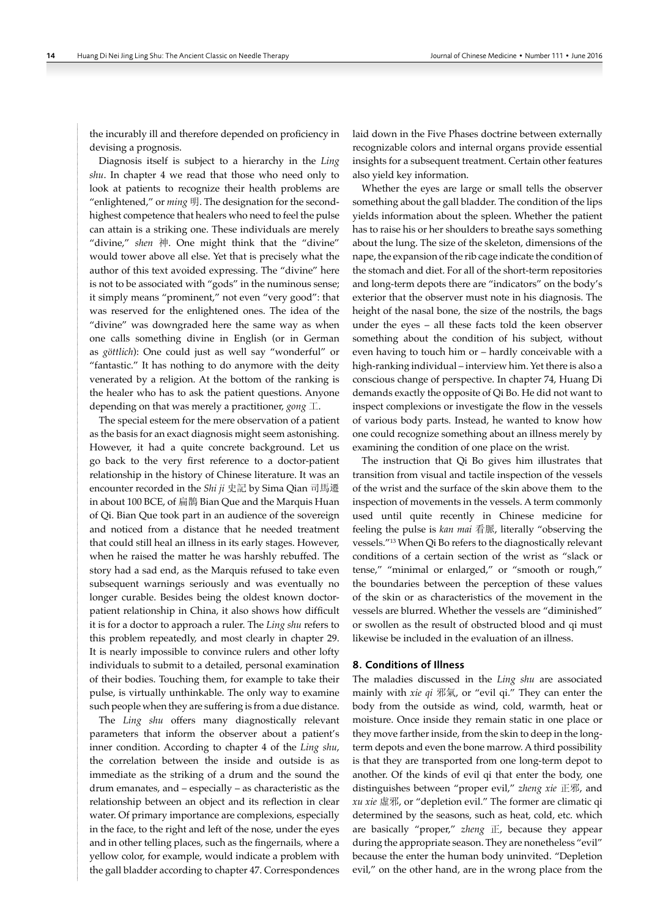the incurably ill and therefore depended on proficiency in devising a prognosis.

Diagnosis itself is subject to a hierarchy in the *Ling shu*. In chapter 4 we read that those who need only to look at patients to recognize their health problems are "enlightened," or *ming* 明. The designation for the second-highest competence that healers who need to feel the pulse can attain is a striking one. These individuals are merely "divine," *shen* 神. One might think that the "divine" would tower above all else. Yet that is precisely what the author of this text avoided expressing. The "divine" here is not to be associated with "gods" in the numinous sense; it simply means "prominent," not even "very good": that was reserved for the enlightened ones. The idea of the "divine" was downgraded here the same way as when one calls something divine in English (or in German as *göttlich*): One could just as well say "wonderful" or "fantastic." It has nothing to do anymore with the deity venerated by a religion. At the bottom of the ranking is the healer who has to ask the patient questions. Anyone depending on that was merely a practitioner, *gong* 工.

The special esteem for the mere observation of a patient as the basis for an exact diagnosis might seem astonishing. However, it had a quite concrete background. Let us go back to the very first reference to a doctor-patient relationship in the history of Chinese literature. It was an encounter recorded in the *Shi ji* 史記 by Sima Qian 司馬遷 in about 100 BCE, of 扁鵲 Bian Que and the Marquis Huan of Qi. Bian Que took part in an audience of the sovereign and noticed from a distance that he needed treatment that could still heal an illness in its early stages. However, when he raised the matter he was harshly rebuffed. The story had a sad end, as the Marquis refused to take even subsequent warnings seriously and was eventually no longer curable. Besides being the oldest known doctor-patient relationship in China, it also shows how difficult it is for a doctor to approach a ruler. The *Ling shu* refers to this problem repeatedly, and most clearly in chapter 29. It is nearly impossible to convince rulers and other lofty individuals to submit to a detailed, personal examination of their bodies. Touching them, for example to take their pulse, is virtually unthinkable. The only way to examine such people when they are suffering is from a due distance.

The *Ling shu* offers many diagnostically relevant parameters that inform the observer about a patient's inner condition. According to chapter 4 of the *Ling shu*, the correlation between the inside and outside is as immediate as the striking of a drum and the sound the drum emanates, and – especially – as characteristic as the relationship between an object and its reflection in clear water. Of primary importance are complexions, especially in the face, to the right and left of the nose, under the eyes and in other telling places, such as the fingernails, where a yellow color, for example, would indicate a problem with the gall bladder according to chapter 47. Correspondences laid down in the Five Phases doctrine between externally recognizable colors and internal organs provide essential insights for a subsequent treatment. Certain other features also yield key information.

Whether the eyes are large or small tells the observer something about the gall bladder. The condition of the lips yields information about the spleen. Whether the patient has to raise his or her shoulders to breathe says something about the lung. The size of the skeleton, dimensions of the nape, the expansion of the rib cage indicate the condition of the stomach and diet. For all of the short-term repositories and long-term depots there are "indicators" on the body's exterior that the observer must note in his diagnosis. The height of the nasal bone, the size of the nostrils, the bags under the eyes – all these facts told the keen observer something about the condition of his subject, without even having to touch him or – hardly conceivable with a high-ranking individual – interview him. Yet there is also a conscious change of perspective. In chapter 74, Huang Di demands exactly the opposite of Qi Bo. He did not want to inspect complexions or investigate the flow in the vessels of various body parts. Instead, he wanted to know how one could recognize something about an illness merely by examining the condition of one place on the wrist.

The instruction that Qi Bo gives him illustrates that transition from visual and tactile inspection of the vessels of the wrist and the surface of the skin above them to the inspection of movements in the vessels. A term commonly used until quite recently in Chinese medicine for feeling the pulse is *kan mai* 看脈, literally "observing the vessels."[13] When Qi Bo refers to the diagnostically relevant conditions of a certain section of the wrist as "slack or tense," "minimal or enlarged," or "smooth or rough," the boundaries between the perception of these values of the skin or as characteristics of the movement in the vessels are blurred. Whether the vessels are "diminished" or swollen as the result of obstructed blood and qi must likewise be included in the evaluation of an illness.

## 8. Conditions of Illness

The maladies discussed in the *Ling shu* are associated mainly with *xie qi* 邪氣, or "evil qi." They can enter the body from the outside as wind, cold, warmth, heat or moisture. Once inside they remain static in one place or they move farther inside, from the skin to deep in the long-term depots and even the bone marrow. A third possibility is that they are transported from one long-term depot to another. Of the kinds of evil qi that enter the body, one distinguishes between "proper evil," *zheng xie* 正邪, and *xu xie* 虛邪, or "depletion evil." The former are climatic qi determined by the seasons, such as heat, cold, etc. which are basically "proper," *zheng* 正, because they appear during the appropriate season. They are nonetheless "evil" because the enter the human body uninvited. "Depletion evil," on the other hand, are in the wrong place from the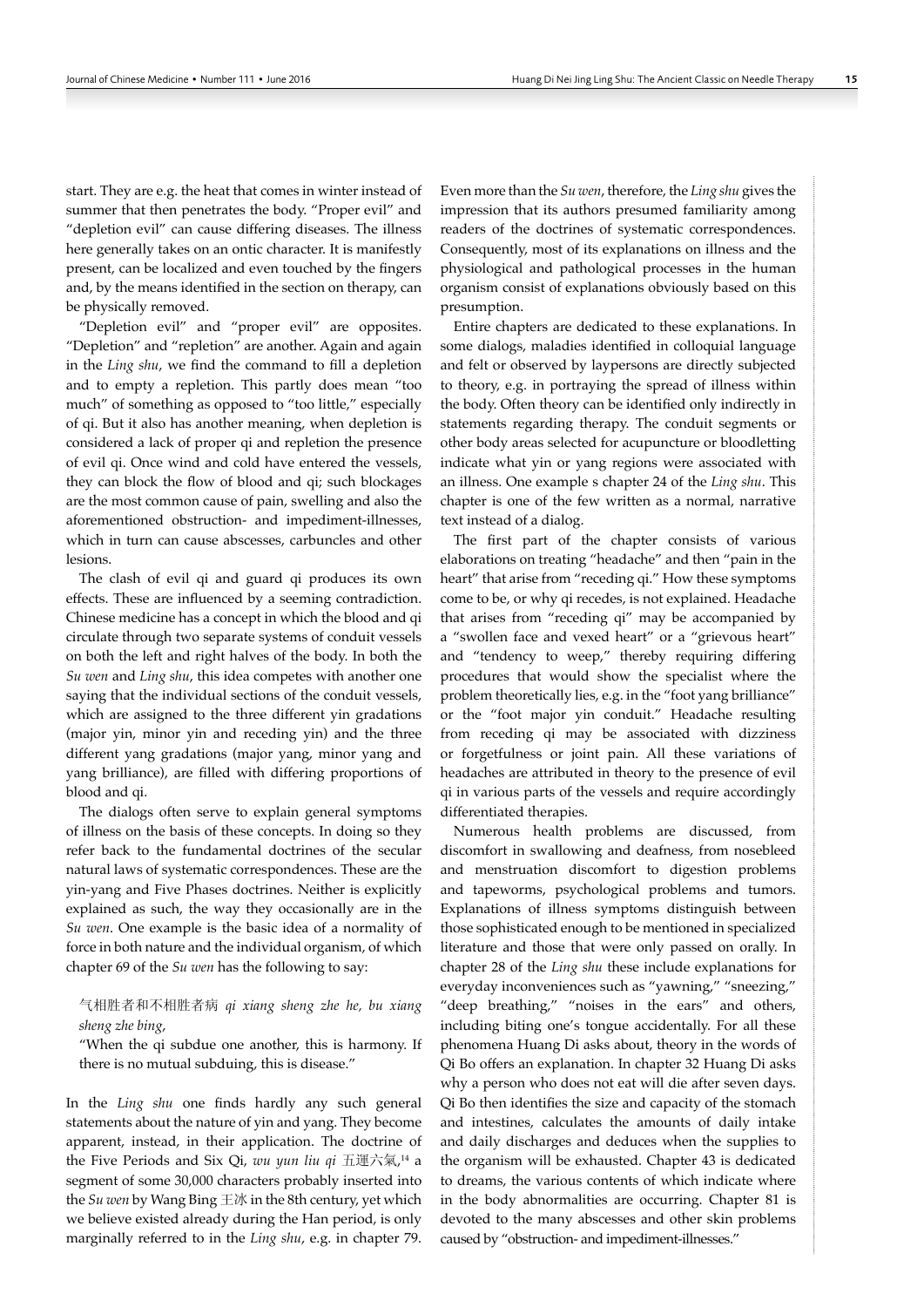start. They are e.g. the heat that comes in winter instead of summer that then penetrates the body. "Proper evil" and "depletion evil" can cause differing diseases. The illness here generally takes on an ontic character. It is manifestly present, can be localized and even touched by the fingers and, by the means identified in the section on therapy, can be physically removed.

"Depletion evil" and "proper evil" are opposites. "Depletion" and "repletion" are another. Again and again in the *Ling shu*, we find the command to fill a depletion and to empty a repletion. This partly does mean "too much" of something as opposed to "too little," especially of qi. But it also has another meaning, when depletion is considered a lack of proper qi and repletion the presence of evil qi. Once wind and cold have entered the vessels, they can block the flow of blood and qi; such blockages are the most common cause of pain, swelling and also the aforementioned obstruction- and impediment-illnesses, which in turn can cause abscesses, carbuncles and other lesions.

The clash of evil qi and guard qi produces its own effects. These are influenced by a seeming contradiction. Chinese medicine has a concept in which the blood and qi circulate through two separate systems of conduit vessels on both the left and right halves of the body. In both the *Su wen* and *Ling shu*, this idea competes with another one saying that the individual sections of the conduit vessels, which are assigned to the three different yin gradations (major yin, minor yin and receding yin) and the three different yang gradations (major yang, minor yang and yang brilliance), are filled with differing proportions of blood and qi.

The dialogs often serve to explain general symptoms of illness on the basis of these concepts. In doing so they refer back to the fundamental doctrines of the secular natural laws of systematic correspondences. These are the yin-yang and Five Phases doctrines. Neither is explicitly explained as such, the way they occasionally are in the *Su wen*. One example is the basic idea of a normality of force in both nature and the individual organism, of which chapter 69 of the *Su wen* has the following to say:

> 气相胜者和不相胜者病 *qi xiang sheng zhe he, bu xiang sheng zhe bing*,
>
> "When the qi subdue one another, this is harmony. If there is no mutual subduing, this is disease."

In the *Ling shu* one finds hardly any such general statements about the nature of yin and yang. They become apparent, instead, in their application. The doctrine of the Five Periods and Six Qi, *wu yun liu qi* 五運六氣,[14] a segment of some 30,000 characters probably inserted into the *Su wen* by Wang Bing 王冰 in the 8th century, yet which we believe existed already during the Han period, is only marginally referred to in the *Ling shu*, e.g. in chapter 79. Even more than the *Su wen*, therefore, the *Ling shu* gives the impression that its authors presumed familiarity among readers of the doctrines of systematic correspondences. Consequently, most of its explanations on illness and the physiological and pathological processes in the human organism consist of explanations obviously based on this presumption.

Entire chapters are dedicated to these explanations. In some dialogs, maladies identified in colloquial language and felt or observed by laypersons are directly subjected to theory, e.g. in portraying the spread of illness within the body. Often theory can be identified only indirectly in statements regarding therapy. The conduit segments or other body areas selected for acupuncture or bloodletting indicate what yin or yang regions were associated with an illness. One example s chapter 24 of the *Ling shu*. This chapter is one of the few written as a normal, narrative text instead of a dialog.

The first part of the chapter consists of various elaborations on treating "headache" and then "pain in the heart" that arise from "receding qi." How these symptoms come to be, or why qi recedes, is not explained. Headache that arises from "receding qi" may be accompanied by a "swollen face and vexed heart" or a "grievous heart" and "tendency to weep," thereby requiring differing procedures that would show the specialist where the problem theoretically lies, e.g. in the "foot yang brilliance" or the "foot major yin conduit." Headache resulting from receding qi may be associated with dizziness or forgetfulness or joint pain. All these variations of headaches are attributed in theory to the presence of evil qi in various parts of the vessels and require accordingly differentiated therapies.

Numerous health problems are discussed, from discomfort in swallowing and deafness, from nosebleed and menstruation discomfort to digestion problems and tapeworms, psychological problems and tumors. Explanations of illness symptoms distinguish between those sophisticated enough to be mentioned in specialized literature and those that were only passed on orally. In chapter 28 of the *Ling shu* these include explanations for everyday inconveniences such as "yawning," "sneezing," "deep breathing," "noises in the ears" and others, including biting one's tongue accidentally. For all these phenomena Huang Di asks about, theory in the words of Qi Bo offers an explanation. In chapter 32 Huang Di asks why a person who does not eat will die after seven days. Qi Bo then identifies the size and capacity of the stomach and intestines, calculates the amounts of daily intake and daily discharges and deduces when the supplies to the organism will be exhausted. Chapter 43 is dedicated to dreams, the various contents of which indicate where in the body abnormalities are occurring. Chapter 81 is devoted to the many abscesses and other skin problems caused by "obstruction- and impediment-illnesses."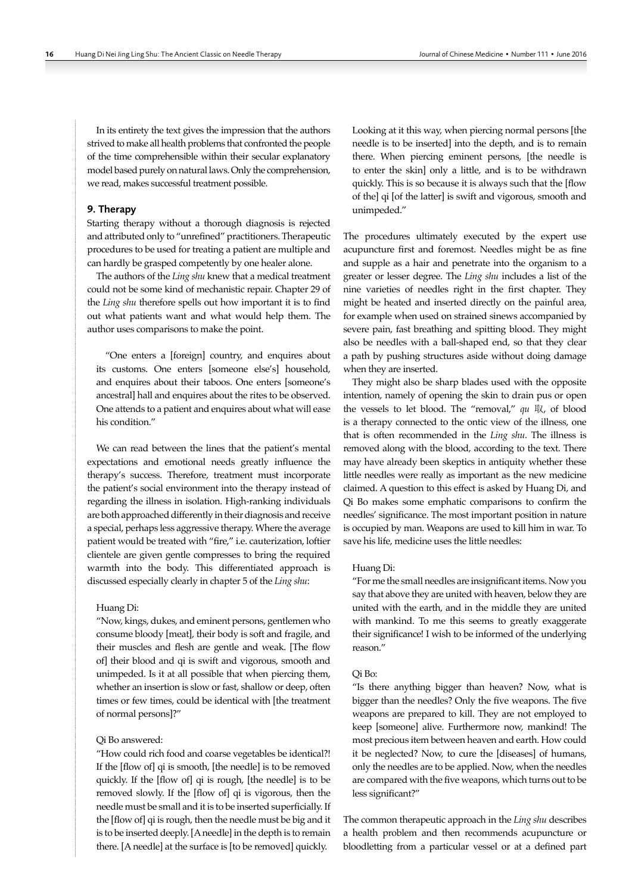In its entirety the text gives the impression that the authors strived to make all health problems that confronted the people of the time comprehensible within their secular explanatory model based purely on natural laws. Only the comprehension, we read, makes successful treatment possible.

### 9. Therapy

Starting therapy without a thorough diagnosis is rejected and attributed only to "unrefined" practitioners. Therapeutic procedures to be used for treating a patient are multiple and can hardly be grasped competently by one healer alone.

The authors of the *Ling shu* knew that a medical treatment could not be some kind of mechanistic repair. Chapter 29 of the *Ling shu* therefore spells out how important it is to find out what patients want and what would help them. The author uses comparisons to make the point.

> "One enters a [foreign] country, and enquires about its customs. One enters [someone else's] household, and enquires about their taboos. One enters [someone's ancestral] hall and enquires about the rites to be observed. One attends to a patient and enquires about what will ease his condition."

We can read between the lines that the patient's mental expectations and emotional needs greatly influence the therapy's success. Therefore, treatment must incorporate the patient's social environment into the therapy instead of regarding the illness in isolation. High-ranking individuals are both approached differently in their diagnosis and receive a special, perhaps less aggressive therapy. Where the average patient would be treated with "fire," i.e. cauterization, loftier clientele are given gentle compresses to bring the required warmth into the body. This differentiated approach is discussed especially clearly in chapter 5 of the *Ling shu*:

> Huang Di:
>
> "Now, kings, dukes, and eminent persons, gentlemen who consume bloody [meat], their body is soft and fragile, and their muscles and flesh are gentle and weak. [The flow of] their blood and qi is swift and vigorous, smooth and unimpeded. Is it at all possible that when piercing them, whether an insertion is slow or fast, shallow or deep, often times or few times, could be identical with [the treatment of normal persons]?"
>
> Qi Bo answered:
>
> "How could rich food and coarse vegetables be identical?! If the [flow of] qi is smooth, [the needle] is to be removed quickly. If the [flow of] qi is rough, [the needle] is to be removed slowly. If the [flow of] qi is vigorous, then the needle must be small and it is to be inserted superficially. If the [flow of] qi is rough, then the needle must be big and it is to be inserted deeply. [A needle] in the depth is to remain there. [A needle] at the surface is [to be removed] quickly. Looking at it this way, when piercing normal persons [the needle is to be inserted] into the depth, and is to remain there. When piercing eminent persons, [the needle is to enter the skin] only a little, and is to be withdrawn quickly. This is so because it is always such that the [flow of the] qi [of the latter] is swift and vigorous, smooth and unimpeded."

The procedures ultimately executed by the expert use acupuncture first and foremost. Needles might be as fine and supple as a hair and penetrate into the organism to a greater or lesser degree. The *Ling shu* includes a list of the nine varieties of needles right in the first chapter. They might be heated and inserted directly on the painful area, for example when used on strained sinews accompanied by severe pain, fast breathing and spitting blood. They might also be needles with a ball-shaped end, so that they clear a path by pushing structures aside without doing damage when they are inserted.

They might also be sharp blades used with the opposite intention, namely of opening the skin to drain pus or open the vessels to let blood. The "removal," *qu* 取, of blood is a therapy connected to the ontic view of the illness, one that is often recommended in the *Ling shu*. The illness is removed along with the blood, according to the text. There may have already been skeptics in antiquity whether these little needles were really as important as the new medicine claimed. A question to this effect is asked by Huang Di, and Qi Bo makes some emphatic comparisons to confirm the needles' significance. The most important position in nature is occupied by man. Weapons are used to kill him in war. To save his life, medicine uses the little needles:

> Huang Di:
>
> "For me the small needles are insignificant items. Now you say that above they are united with heaven, below they are united with the earth, and in the middle they are united with mankind. To me this seems to greatly exaggerate their significance! I wish to be informed of the underlying reason."
>
> Qi Bo:
>
> "Is there anything bigger than heaven? Now, what is bigger than the needles? Only the five weapons. The five weapons are prepared to kill. They are not employed to keep [someone] alive. Furthermore now, mankind! The most precious item between heaven and earth. How could it be neglected? Now, to cure the [diseases] of humans, only the needles are to be applied. Now, when the needles are compared with the five weapons, which turns out to be less significant?"

The common therapeutic approach in the *Ling shu* describes a health problem and then recommends acupuncture or bloodletting from a particular vessel or at a defined part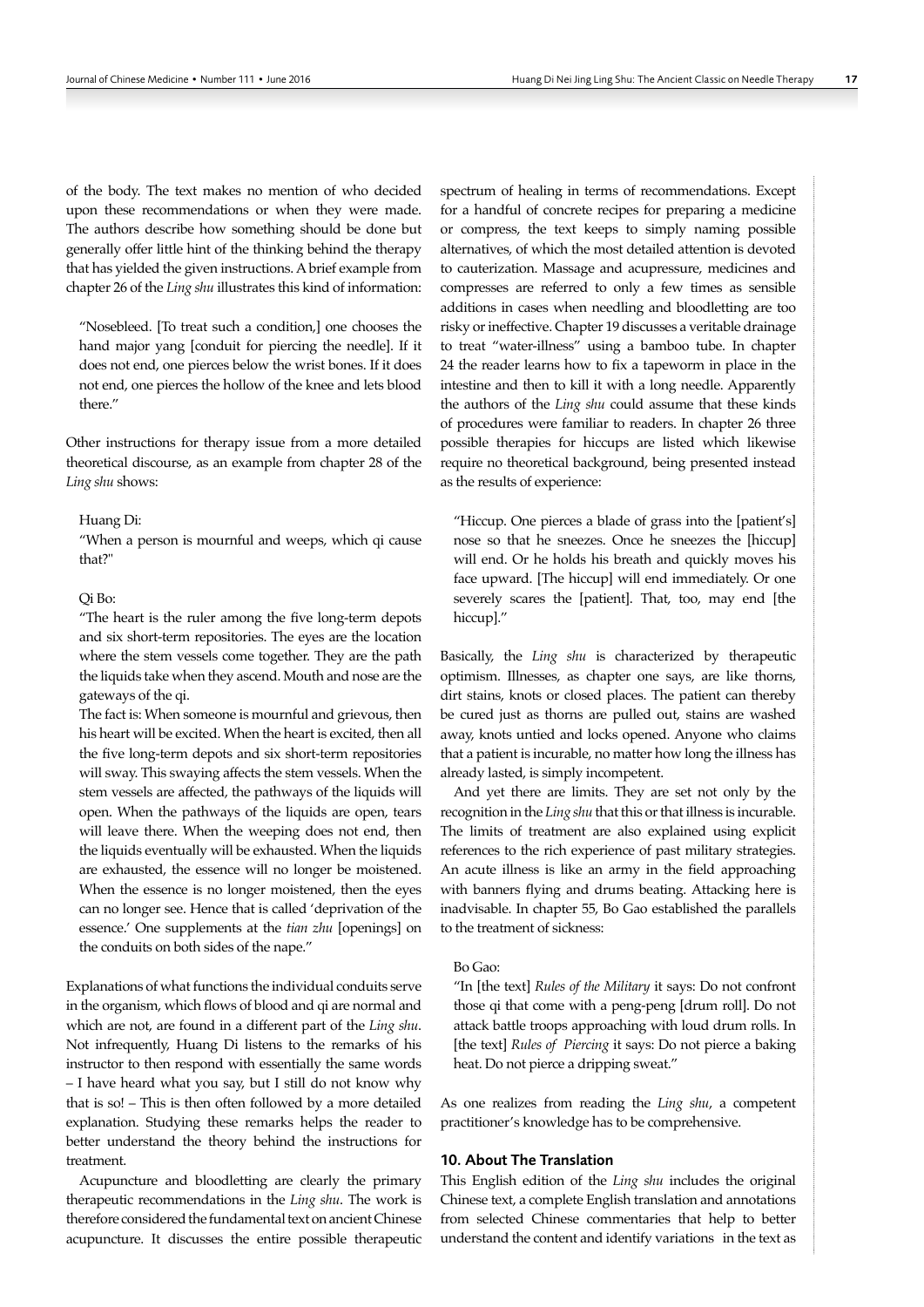of the body. The text makes no mention of who decided upon these recommendations or when they were made. The authors describe how something should be done but generally offer little hint of the thinking behind the therapy that has yielded the given instructions. A brief example from chapter 26 of the *Ling shu* illustrates this kind of information:

> "Nosebleed. [To treat such a condition,] one chooses the hand major yang [conduit for piercing the needle]. If it does not end, one pierces below the wrist bones. If it does not end, one pierces the hollow of the knee and lets blood there."

Other instructions for therapy issue from a more detailed theoretical discourse, as an example from chapter 28 of the *Ling shu* shows:

> Huang Di:
> "When a person is mournful and weeps, which qi cause that?"
>
> Qi Bo:
> "The heart is the ruler among the five long-term depots and six short-term repositories. The eyes are the location where the stem vessels come together. They are the path the liquids take when they ascend. Mouth and nose are the gateways of the qi.
> The fact is: When someone is mournful and grievous, then his heart will be excited. When the heart is excited, then all the five long-term depots and six short-term repositories will sway. This swaying affects the stem vessels. When the stem vessels are affected, the pathways of the liquids will open. When the pathways of the liquids are open, tears will leave there. When the weeping does not end, then the liquids eventually will be exhausted. When the liquids are exhausted, the essence will no longer be moistened. When the essence is no longer moistened, then the eyes can no longer see. Hence that is called 'deprivation of the essence.' One supplements at the *tian zhu* [openings] on the conduits on both sides of the nape."

Explanations of what functions the individual conduits serve in the organism, which flows of blood and qi are normal and which are not, are found in a different part of the *Ling shu*. Not infrequently, Huang Di listens to the remarks of his instructor to then respond with essentially the same words – I have heard what you say, but I still do not know why that is so! – This is then often followed by a more detailed explanation. Studying these remarks helps the reader to better understand the theory behind the instructions for treatment.

Acupuncture and bloodletting are clearly the primary therapeutic recommendations in the *Ling shu*. The work is therefore considered the fundamental text on ancient Chinese acupuncture. It discusses the entire possible therapeutic spectrum of healing in terms of recommendations. Except for a handful of concrete recipes for preparing a medicine or compress, the text keeps to simply naming possible alternatives, of which the most detailed attention is devoted to cauterization. Massage and acupressure, medicines and compresses are referred to only a few times as sensible additions in cases when needling and bloodletting are too risky or ineffective. Chapter 19 discusses a veritable drainage to treat "water-illness" using a bamboo tube. In chapter 24 the reader learns how to fix a tapeworm in place in the intestine and then to kill it with a long needle. Apparently the authors of the *Ling shu* could assume that these kinds of procedures were familiar to readers. In chapter 26 three possible therapies for hiccups are listed which likewise require no theoretical background, being presented instead as the results of experience:

> "Hiccup. One pierces a blade of grass into the [patient's] nose so that he sneezes. Once he sneezes the [hiccup] will end. Or he holds his breath and quickly moves his face upward. [The hiccup] will end immediately. Or one severely scares the [patient]. That, too, may end [the hiccup]."

Basically, the *Ling shu* is characterized by therapeutic optimism. Illnesses, as chapter one says, are like thorns, dirt stains, knots or closed places. The patient can thereby be cured just as thorns are pulled out, stains are washed away, knots untied and locks opened. Anyone who claims that a patient is incurable, no matter how long the illness has already lasted, is simply incompetent.

And yet there are limits. They are set not only by the recognition in the *Ling shu* that this or that illness is incurable. The limits of treatment are also explained using explicit references to the rich experience of past military strategies. An acute illness is like an army in the field approaching with banners flying and drums beating. Attacking here is inadvisable. In chapter 55, Bo Gao established the parallels to the treatment of sickness:

> Bo Gao:
> "In [the text] *Rules of the Military* it says: Do not confront those qi that come with a peng-peng [drum roll]. Do not attack battle troops approaching with loud drum rolls. In [the text] *Rules of Piercing* it says: Do not pierce a baking heat. Do not pierce a dripping sweat."

As one realizes from reading the *Ling shu*, a competent practitioner's knowledge has to be comprehensive.

## 10. About The Translation

This English edition of the *Ling shu* includes the original Chinese text, a complete English translation and annotations from selected Chinese commentaries that help to better understand the content and identify variations in the text as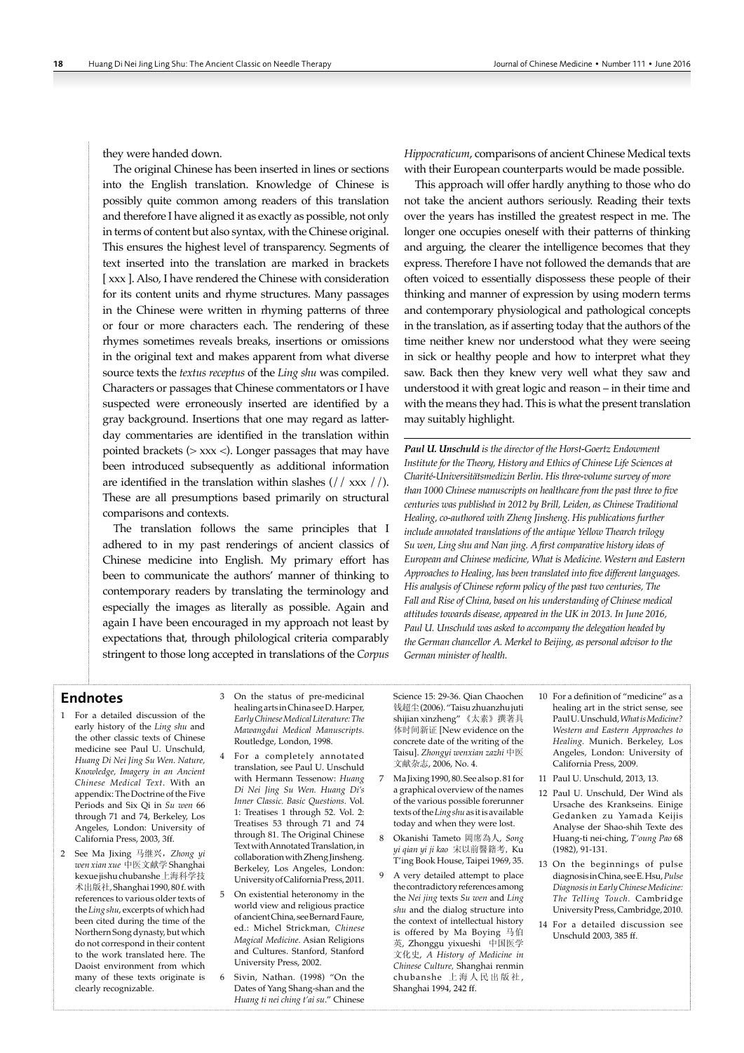they were handed down.

The original Chinese has been inserted in lines or sections into the English translation. Knowledge of Chinese is possibly quite common among readers of this translation and therefore I have aligned it as exactly as possible, not only in terms of content but also syntax, with the Chinese original. This ensures the highest level of transparency. Segments of text inserted into the translation are marked in brackets [ xxx ]. Also, I have rendered the Chinese with consideration for its content units and rhyme structures. Many passages in the Chinese were written in rhyming patterns of three or four or more characters each. The rendering of these rhymes sometimes reveals breaks, insertions or omissions in the original text and makes apparent from what diverse source texts the *textus receptus* of the *Ling shu* was compiled. Characters or passages that Chinese commentators or I have suspected were erroneously inserted are identified by a gray background. Insertions that one may regard as latter-day commentaries are identified in the translation within pointed brackets (> xxx <). Longer passages that may have been introduced subsequently as additional information are identified in the translation within slashes (// xxx //). These are all presumptions based primarily on structural comparisons and contexts.

The translation follows the same principles that I adhered to in my past renderings of ancient classics of Chinese medicine into English. My primary effort has been to communicate the authors' manner of thinking to contemporary readers by translating the terminology and especially the images as literally as possible. Again and again I have been encouraged in my approach not least by expectations that, through philological criteria comparably stringent to those long accepted in translations of the *Corpus Hippocraticum*, comparisons of ancient Chinese Medical texts with their European counterparts would be made possible.

This approach will offer hardly anything to those who do not take the ancient authors seriously. Reading their texts over the years has instilled the greatest respect in me. The longer one occupies oneself with their patterns of thinking and arguing, the clearer the intelligence becomes that they express. Therefore I have not followed the demands that are often voiced to essentially dispossess these people of their thinking and manner of expression by using modern terms and contemporary physiological and pathological concepts in the translation, as if asserting today that the authors of the time neither knew nor understood what they were seeing in sick or healthy people and how to interpret what they saw. Back then they knew very well what they saw and understood it with great logic and reason – in their time and with the means they had. This is what the present translation may suitably highlight.

***Paul U. Unschuld** is the director of the Horst-Goertz Endowment Institute for the Theory, History and Ethics of Chinese Life Sciences at Charité-Universitätsmedizin Berlin. His three-volume survey of more than 1000 Chinese manuscripts on healthcare from the past three to five centuries was published in 2012 by Brill, Leiden, as Chinese Traditional Healing, co-authored with Zheng Jinsheng. His publications further include annotated translations of the antique Yellow Thearch trilogy Su wen, Ling shu and Nan jing. A first comparative history ideas of European and Chinese medicine, What is Medicine. Western and Eastern Approaches to Healing, has been translated into five different languages. His analysis of Chinese reform policy of the past two centuries, The Fall and Rise of China, based on his understanding of Chinese medical attitudes towards disease, appeared in the UK in 2013. In June 2016, Paul U. Unschuld was asked to accompany the delegation headed by the German chancellor A. Merkel to Beijing, as personal advisor to the German minister of health.*

## Endnotes

1. For a detailed discussion of the early history of the *Ling shu* and the other classic texts of Chinese medicine see Paul U. Unschuld, *Huang Di Nei Jing Su Wen. Nature, Knowledge, Imagery in an Ancient Chinese Medical Text*. With an appendix: The Doctrine of the Five Periods and Six Qi in *Su wen* 66 through 71 and 74, Berkeley, Los Angeles, London: University of California Press, 2003, 3ff.
2. See Ma Jixing 马继兴, *Zhong yi wen xian xue* 中医文献学 Shanghai kexue jishu chubanshe 上海科学技术出版社, Shanghai 1990, 80 f. with references to various older texts of the *Ling shu*, excerpts of which had been cited during the time of the Northern Song dynasty, but which do not correspond in their content to the work translated here. The Daoist environment from which many of these texts originate is clearly recognizable.
3. On the status of pre-medicinal healing arts in China see D. Harper, *Early Chinese Medical Literature: The Mawangdui Medical Manuscripts*. Routledge, London, 1998.
4. For a completely annotated translation, see Paul U. Unschuld with Hermann Tessenow: *Huang Di Nei Jing Su Wen. Huang Di's Inner Classic. Basic Questions*. Vol. 1: Treatises 1 through 52. Vol. 2: Treatises 53 through 71 and 74 through 81. The Original Chinese Text with Annotated Translation, in collaboration with Zheng Jinsheng. Berkeley, Los Angeles, London: University of California Press, 2011.
5. On existential heteronomy in the world view and religious practice of ancient China, see Bernard Faure, ed.: Michel Strickman, *Chinese Magical Medicine*. Asian Religions and Cultures. Stanford, Stanford University Press, 2002.
6. Sivin, Nathan. (1998) "On the Dates of Yang Shang-shan and the *Huang ti nei ching t'ai su*." Chinese Science 15: 29-36. Qian Chaochen 钱超尘 (2006). "Taisu zhuanzhu juti shijian xinzheng" 《太素》撰著具体时间新证 [New evidence on the concrete date of the writing of the Taisu]. *Zhongyi wenxian zazhi* 中医文献杂志, 2006, No. 4.
7. Ma Jixing 1990, 80. See also p. 81 for a graphical overview of the names of the various possible forerunner texts of the *Ling shu* as it is available today and when they were lost.
8. Okanishi Tameto 岡席為人, *Song yi qian yi ji kao* 宋以前醫籍考, Ku T'ing Book House, Taipei 1969, 35.
9. A very detailed attempt to place the contradictory references among the *Nei jing* texts *Su wen* and *Ling shu* and the dialog structure into the context of intellectual history is offered by Ma Boying 马伯英, Zhonggu yixueshi 中国医学文化史, *A History of Medicine in Chinese Culture*, Shanghai renmin chubanshe 上海人民出版社, Shanghai 1994, 242 ff.
10. For a definition of "medicine" as a healing art in the strict sense, see Paul U. Unschuld, *What is Medicine? Western and Eastern Approaches to Healing*. Munich. Berkeley, Los Angeles, London: University of California Press, 2009.
11. Paul U. Unschuld, 2013, 13.
12. Paul U. Unschuld, Der Wind als Ursache des Krankseins. Einige Gedanken zu Yamada Keijis Analyse der Shao-shih Texte des Huang-ti nei-ching, *T'oung Pao* 68 (1982), 91-131.
13. On the beginnings of pulse diagnosis in China, see E. Hsu, *Pulse Diagnosis in Early Chinese Medicine: The Telling Touch*. Cambridge University Press, Cambridge, 2010.
14. For a detailed discussion see Unschuld 2003, 385 ff.